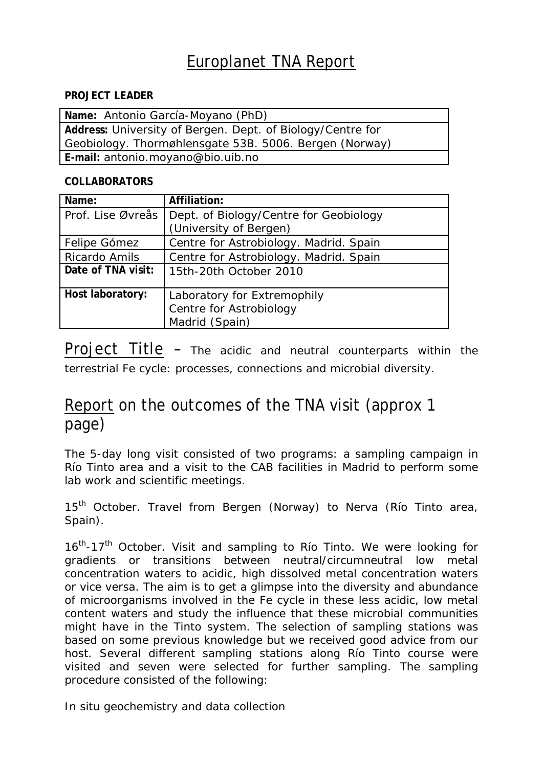# Europlanet TNA Report

**PROJECT LEADER**

| **Name:** Antonio García-Moyano (PhD) |
|---|
| **Address:** University of Bergen. Dept. of Biology/Centre for Geobiology. Thormøhlensgate 53B. 5006. Bergen (Norway) |
| **E-mail:** antonio.moyano@bio.uib.no |

**COLLABORATORS**

| **Name:** | **Affiliation:** |
|---|---|
| Prof. Lise Øvreås | Dept. of Biology/Centre for Geobiology (University of Bergen) |
| Felipe Gómez | Centre for Astrobiology. Madrid. Spain |
| Ricardo Amils | Centre for Astrobiology. Madrid. Spain |
| **Date of TNA visit:** | 15th-20th October 2010 |
| **Host laboratory:** | Laboratory for Extremophily<br>Centre for Astrobiology<br>Madrid (Spain) |

## Project Title – The acidic and neutral counterparts within the terrestrial Fe cycle: processes, connections and microbial diversity.

## Report on the outcomes of the TNA visit (approx 1 page)

The 5-day long visit consisted of two programs: a sampling campaign in Río Tinto area and a visit to the CAB facilities in Madrid to perform some lab work and scientific meetings.

15th October. Travel from Bergen (Norway) to Nerva (Río Tinto area, Spain).

16th-17th October. Visit and sampling to Río Tinto. We were looking for gradients or transitions between neutral/circumneutral low metal concentration waters to acidic, high dissolved metal concentration waters or vice versa. The aim is to get a glimpse into the diversity and abundance of microorganisms involved in the Fe cycle in these less acidic, low metal content waters and study the influence that these microbial communities might have in the Tinto system. The selection of sampling stations was based on some previous knowledge but we received good advice from our host. Several different sampling stations along Río Tinto course were visited and seven were selected for further sampling. The sampling procedure consisted of the following:

In situ geochemistry and data collection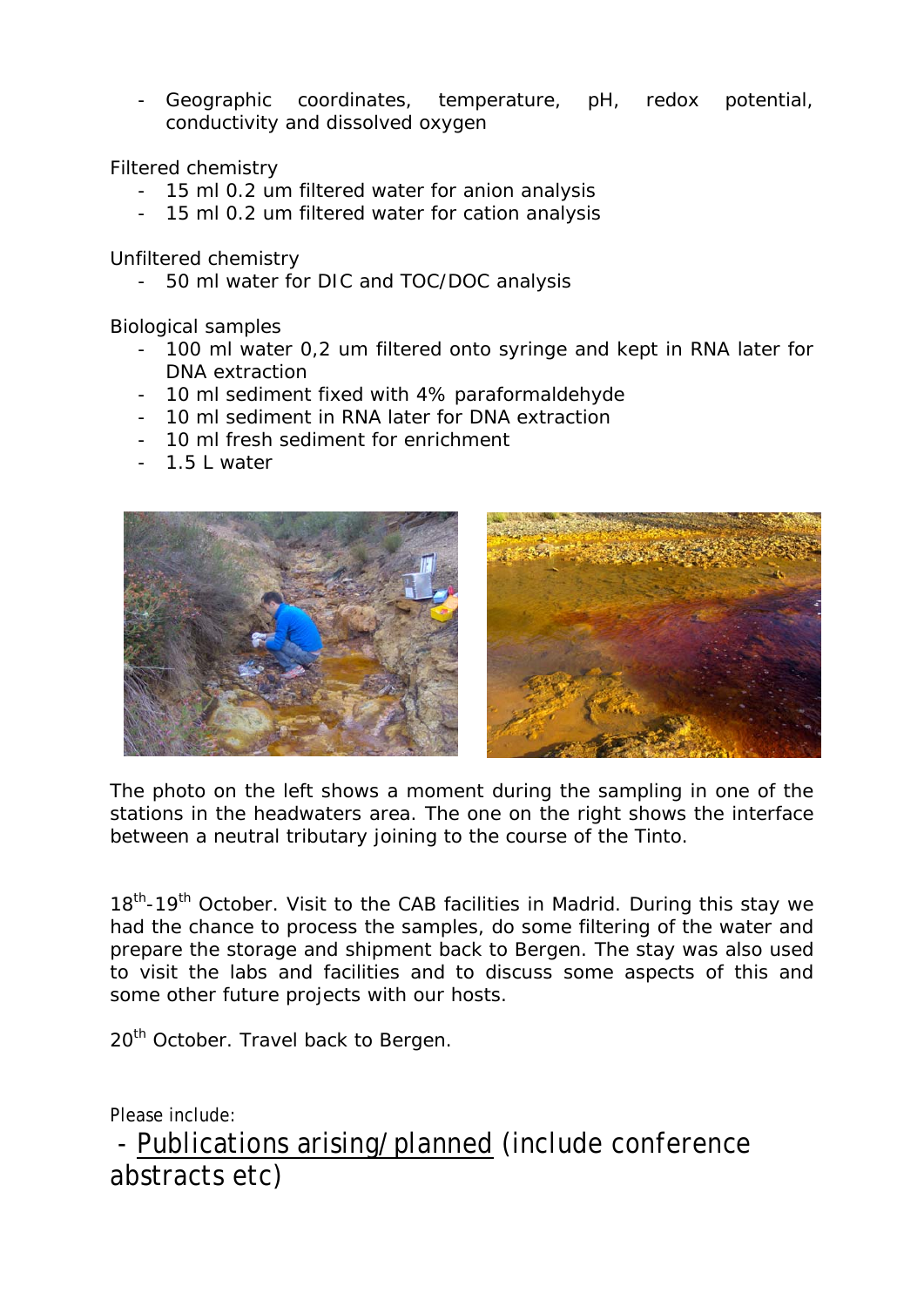- Geographic coordinates, temperature, pH, redox potential, conductivity and dissolved oxygen

Filtered chemistry

- 15 ml 0.2 um filtered water for anion analysis
- 15 ml 0.2 um filtered water for cation analysis

Unfiltered chemistry

- 50 ml water for DIC and TOC/DOC analysis

Biological samples

- 100 ml water 0,2 um filtered onto syringe and kept in RNA later for DNA extraction
- 10 ml sediment fixed with 4% paraformaldehyde
- 10 ml sediment in RNA later for DNA extraction
- 10 ml fresh sediment for enrichment
- 1.5 L water

The photo on the left shows a moment during the sampling in one of the stations in the headwaters area. The one on the right shows the interface between a neutral tributary joining to the course of the Tinto.

18th-19th October. Visit to the CAB facilities in Madrid. During this stay we had the chance to process the samples, do some filtering of the water and prepare the storage and shipment back to Bergen. The stay was also used to visit the labs and facilities and to discuss some aspects of this and some other future projects with our hosts.

20th October. Travel back to Bergen.

Please include:

- Publications arising/planned (include conference abstracts etc)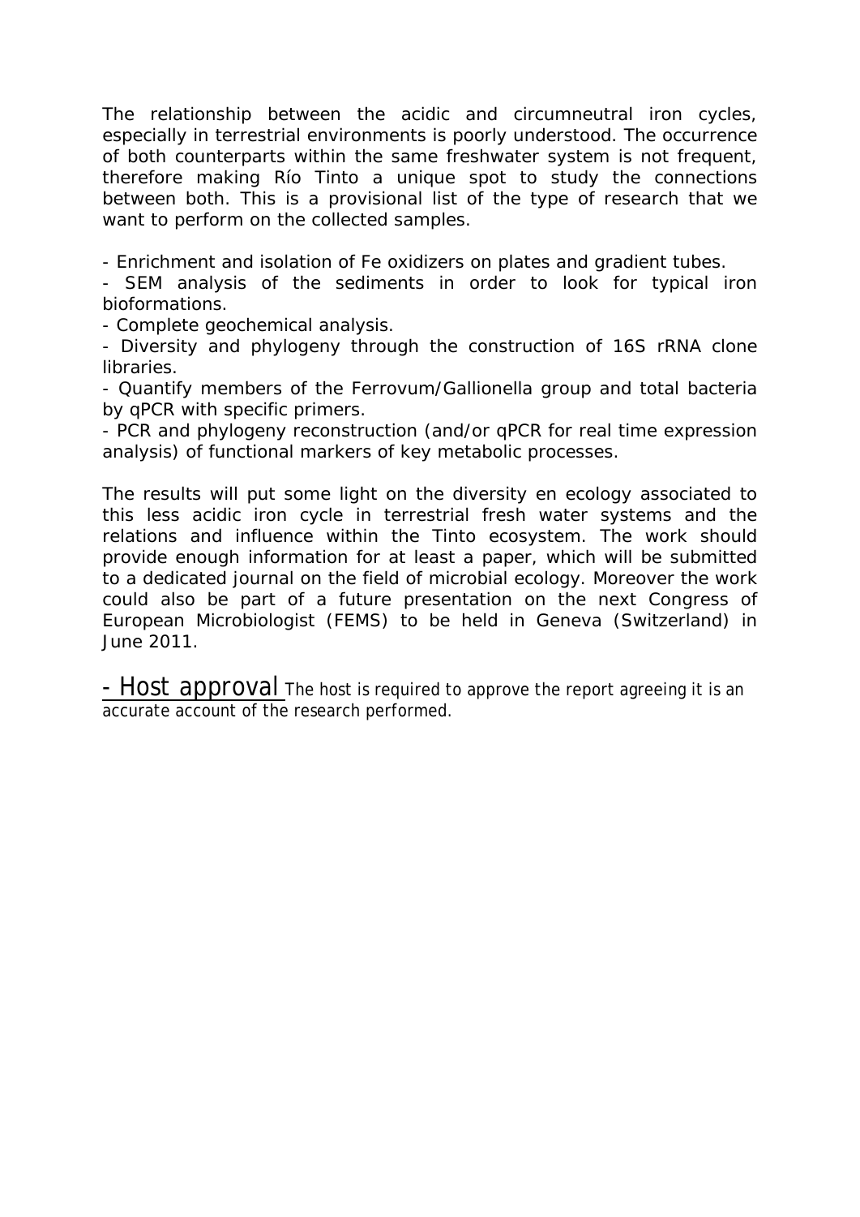The relationship between the acidic and circumneutral iron cycles, especially in terrestrial environments is poorly understood. The occurrence of both counterparts within the same freshwater system is not frequent, therefore making Río Tinto a unique spot to study the connections between both. This is a provisional list of the type of research that we want to perform on the collected samples.

- Enrichment and isolation of Fe oxidizers on plates and gradient tubes.
- SEM analysis of the sediments in order to look for typical iron bioformations.
- Complete geochemical analysis.
- Diversity and phylogeny through the construction of 16S rRNA clone libraries.
- Quantify members of the Ferrovum/Gallionella group and total bacteria by qPCR with specific primers.
- PCR and phylogeny reconstruction (and/or qPCR for real time expression analysis) of functional markers of key metabolic processes.

The results will put some light on the diversity en ecology associated to this less acidic iron cycle in terrestrial fresh water systems and the relations and influence within the Tinto ecosystem. The work should provide enough information for at least a paper, which will be submitted to a dedicated journal on the field of microbial ecology. Moreover the work could also be part of a future presentation on the next Congress of European Microbiologist (FEMS) to be held in Geneva (Switzerland) in June 2011.

## - Host approval

*The host is required to approve the report agreeing it is an accurate account of the research performed.*